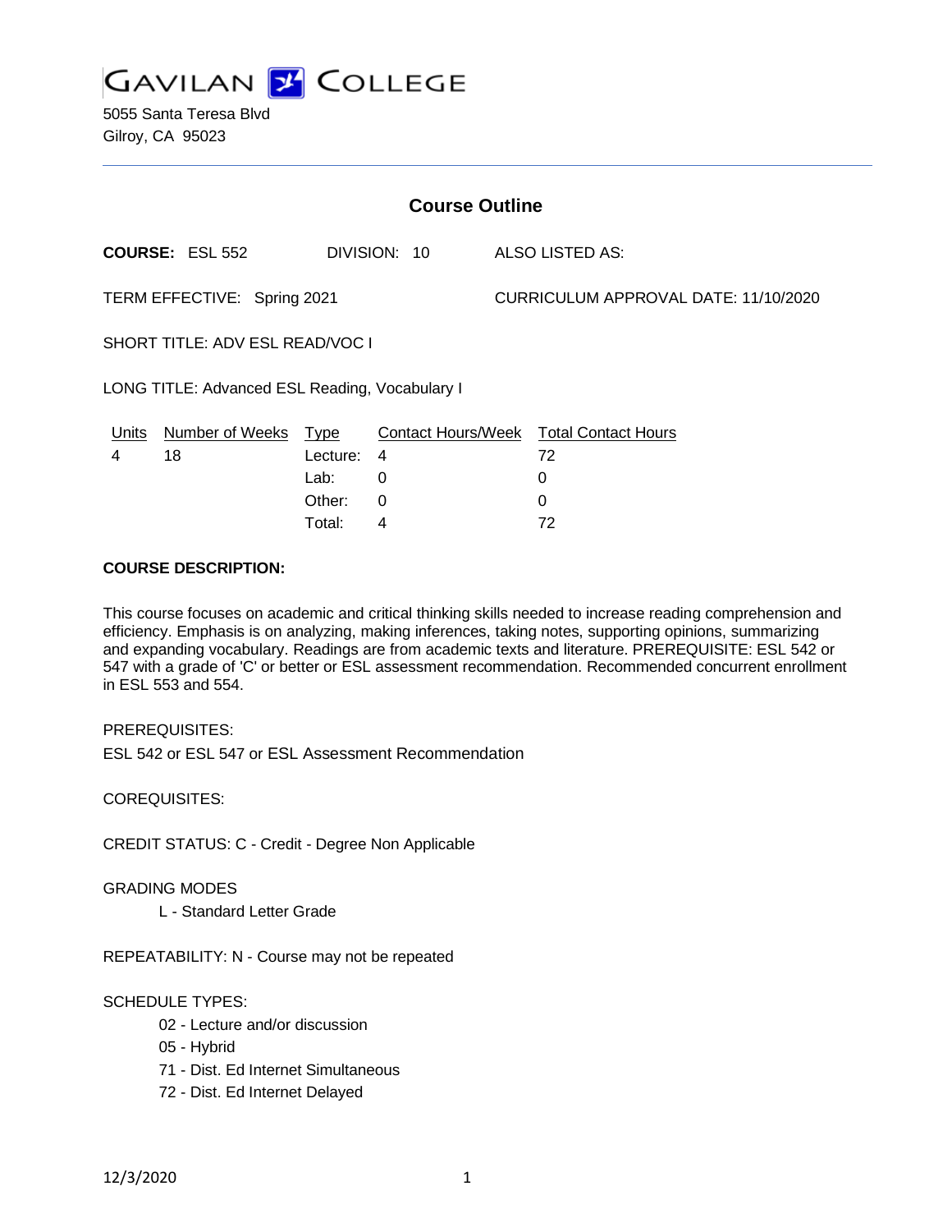# GAVILAN COLLEGE

5055 Santa Teresa Blvd
Gilroy, CA 95023

## Course Outline

**COURSE:** ESL 552 DIVISION: 10 ALSO LISTED AS:

TERM EFFECTIVE: Spring 2021 CURRICULUM APPROVAL DATE: 11/10/2020

SHORT TITLE: ADV ESL READ/VOC I

LONG TITLE: Advanced ESL Reading, Vocabulary I

| Units | Number of Weeks | Type | Contact Hours/Week | Total Contact Hours |
|---|---|---|---|---|
| 4 | 18 | Lecture: | 4 | 72 |
| | | Lab: | 0 | 0 |
| | | Other: | 0 | 0 |
| | | Total: | 4 | 72 |

**COURSE DESCRIPTION:**

This course focuses on academic and critical thinking skills needed to increase reading comprehension and efficiency. Emphasis is on analyzing, making inferences, taking notes, supporting opinions, summarizing and expanding vocabulary. Readings are from academic texts and literature. PREREQUISITE: ESL 542 or 547 with a grade of 'C' or better or ESL assessment recommendation. Recommended concurrent enrollment in ESL 553 and 554.

PREREQUISITES:

ESL 542 or ESL 547 or ESL Assessment Recommendation

COREQUISITES:

CREDIT STATUS: C - Credit - Degree Non Applicable

GRADING MODES

L - Standard Letter Grade

REPEATABILITY: N - Course may not be repeated

SCHEDULE TYPES:

- 02 - Lecture and/or discussion
- 05 - Hybrid
- 71 - Dist. Ed Internet Simultaneous
- 72 - Dist. Ed Internet Delayed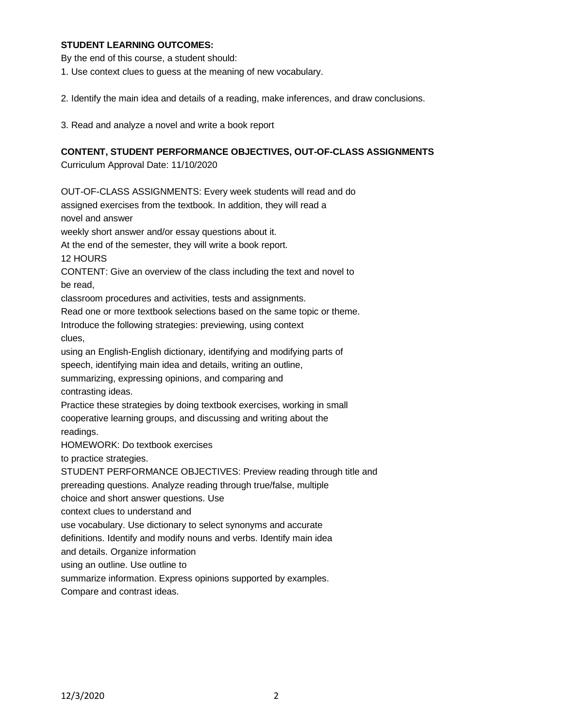**STUDENT LEARNING OUTCOMES:**

By the end of this course, a student should:

1. Use context clues to guess at the meaning of new vocabulary.

2. Identify the main idea and details of a reading, make inferences, and draw conclusions.

3. Read and analyze a novel and write a book report

**CONTENT, STUDENT PERFORMANCE OBJECTIVES, OUT-OF-CLASS ASSIGNMENTS**

Curriculum Approval Date: 11/10/2020

OUT-OF-CLASS ASSIGNMENTS: Every week students will read and do assigned exercises from the textbook. In addition, they will read a novel and answer weekly short answer and/or essay questions about it.
At the end of the semester, they will write a book report.

12 HOURS

CONTENT: Give an overview of the class including the text and novel to be read, classroom procedures and activities, tests and assignments.
Read one or more textbook selections based on the same topic or theme.
Introduce the following strategies: previewing, using context clues, using an English-English dictionary, identifying and modifying parts of speech, identifying main idea and details, writing an outline, summarizing, expressing opinions, and comparing and contrasting ideas.
Practice these strategies by doing textbook exercises, working in small cooperative learning groups, and discussing and writing about the readings.

HOMEWORK: Do textbook exercises to practice strategies.

STUDENT PERFORMANCE OBJECTIVES: Preview reading through title and prereading questions. Analyze reading through true/false, multiple choice and short answer questions. Use context clues to understand and use vocabulary. Use dictionary to select synonyms and accurate definitions. Identify and modify nouns and verbs. Identify main idea and details. Organize information using an outline. Use outline to summarize information. Express opinions supported by examples.
Compare and contrast ideas.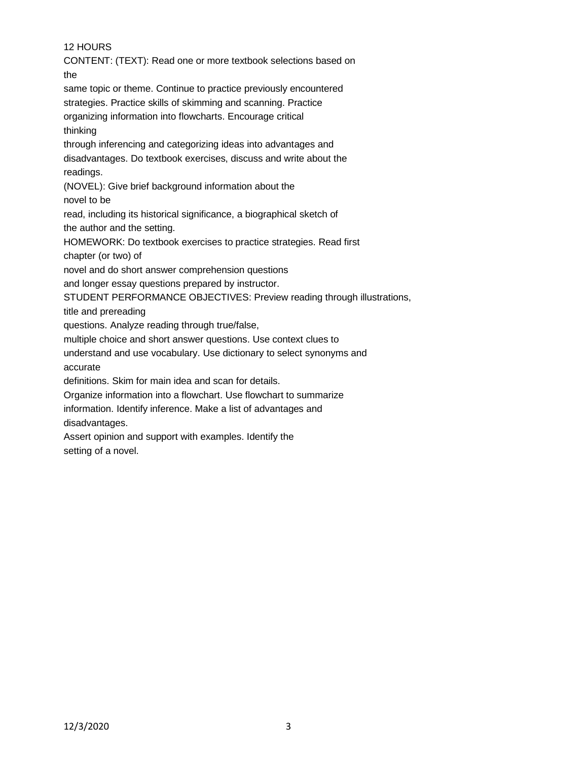12 HOURS

CONTENT: (TEXT): Read one or more textbook selections based on the same topic or theme. Continue to practice previously encountered strategies. Practice skills of skimming and scanning. Practice organizing information into flowcharts. Encourage critical thinking through inferencing and categorizing ideas into advantages and disadvantages. Do textbook exercises, discuss and write about the readings.

(NOVEL): Give brief background information about the novel to be read, including its historical significance, a biographical sketch of the author and the setting.

HOMEWORK: Do textbook exercises to practice strategies. Read first chapter (or two) of novel and do short answer comprehension questions and longer essay questions prepared by instructor.

STUDENT PERFORMANCE OBJECTIVES: Preview reading through illustrations, title and prereading questions. Analyze reading through true/false, multiple choice and short answer questions. Use context clues to understand and use vocabulary. Use dictionary to select synonyms and accurate definitions. Skim for main idea and scan for details. Organize information into a flowchart. Use flowchart to summarize information. Identify inference. Make a list of advantages and disadvantages. Assert opinion and support with examples. Identify the setting of a novel.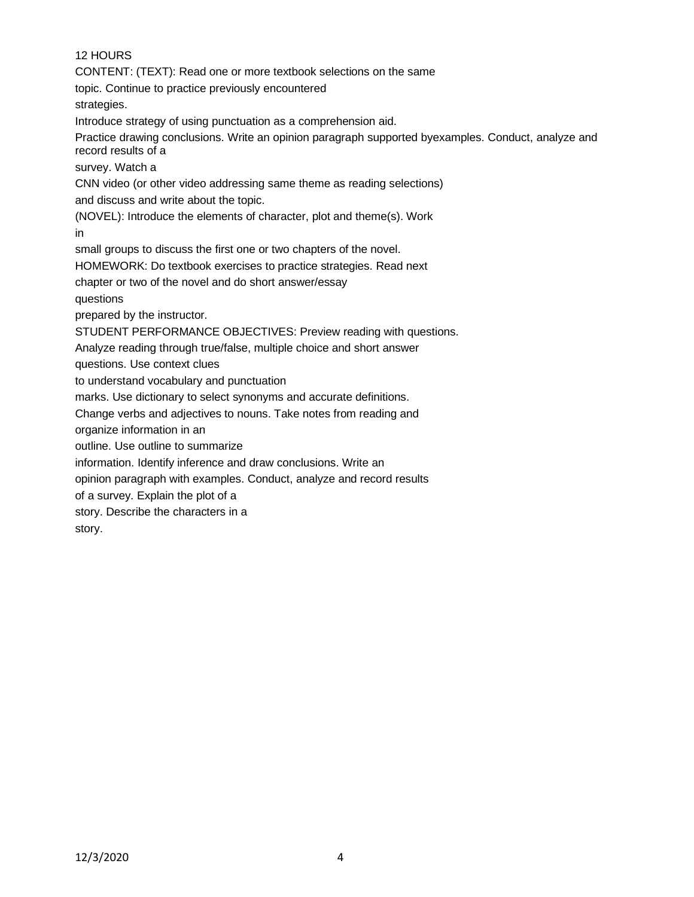12 HOURS

CONTENT: (TEXT): Read one or more textbook selections on the same topic. Continue to practice previously encountered strategies.

Introduce strategy of using punctuation as a comprehension aid.

Practice drawing conclusions. Write an opinion paragraph supported byexamples. Conduct, analyze and record results of a survey. Watch a CNN video (or other video addressing same theme as reading selections) and discuss and write about the topic.

(NOVEL): Introduce the elements of character, plot and theme(s). Work in small groups to discuss the first one or two chapters of the novel.

HOMEWORK: Do textbook exercises to practice strategies. Read next chapter or two of the novel and do short answer/essay questions prepared by the instructor.

STUDENT PERFORMANCE OBJECTIVES: Preview reading with questions. Analyze reading through true/false, multiple choice and short answer questions. Use context clues to understand vocabulary and punctuation marks. Use dictionary to select synonyms and accurate definitions. Change verbs and adjectives to nouns. Take notes from reading and organize information in an outline. Use outline to summarize information. Identify inference and draw conclusions. Write an opinion paragraph with examples. Conduct, analyze and record results of a survey. Explain the plot of a story. Describe the characters in a story.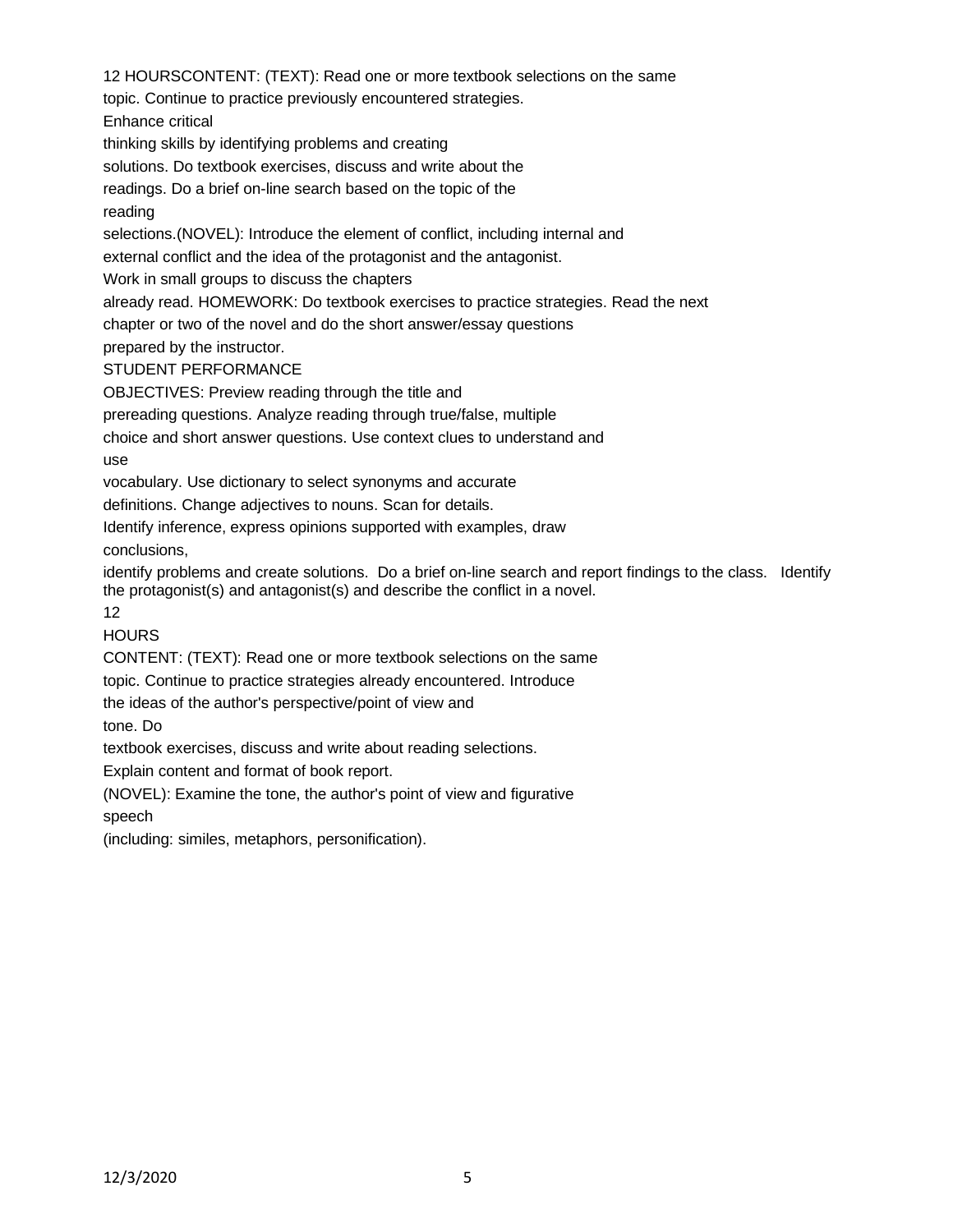12 HOURSCONTENT: (TEXT): Read one or more textbook selections on the same topic. Continue to practice previously encountered strategies. Enhance critical thinking skills by identifying problems and creating solutions. Do textbook exercises, discuss and write about the readings. Do a brief on-line search based on the topic of the reading selections.(NOVEL): Introduce the element of conflict, including internal and external conflict and the idea of the protagonist and the antagonist. Work in small groups to discuss the chapters already read. HOMEWORK: Do textbook exercises to practice strategies. Read the next chapter or two of the novel and do the short answer/essay questions prepared by the instructor.

STUDENT PERFORMANCE OBJECTIVES: Preview reading through the title and prereading questions. Analyze reading through true/false, multiple choice and short answer questions. Use context clues to understand and use vocabulary. Use dictionary to select synonyms and accurate definitions. Change adjectives to nouns. Scan for details. Identify inference, express opinions supported with examples, draw conclusions, identify problems and create solutions. Do a brief on-line search and report findings to the class. Identify the protagonist(s) and antagonist(s) and describe the conflict in a novel.

12 HOURS

CONTENT: (TEXT): Read one or more textbook selections on the same topic. Continue to practice strategies already encountered. Introduce the ideas of the author's perspective/point of view and tone. Do textbook exercises, discuss and write about reading selections. Explain content and format of book report. (NOVEL): Examine the tone, the author's point of view and figurative speech (including: similes, metaphors, personification).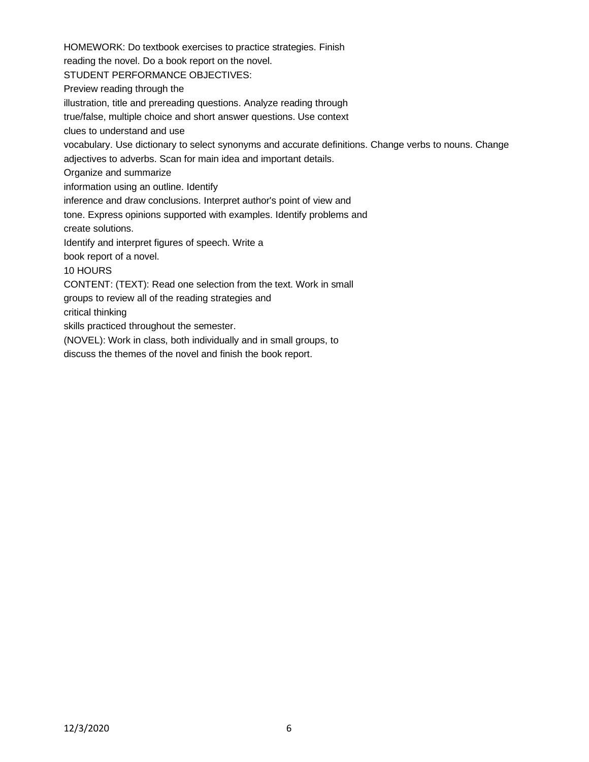HOMEWORK: Do textbook exercises to practice strategies. Finish reading the novel. Do a book report on the novel.

STUDENT PERFORMANCE OBJECTIVES:

Preview reading through the illustration, title and prereading questions. Analyze reading through true/false, multiple choice and short answer questions. Use context clues to understand and use vocabulary. Use dictionary to select synonyms and accurate definitions. Change verbs to nouns. Change adjectives to adverbs. Scan for main idea and important details.

Organize and summarize information using an outline. Identify inference and draw conclusions. Interpret author's point of view and tone. Express opinions supported with examples. Identify problems and create solutions.

Identify and interpret figures of speech. Write a book report of a novel.

10 HOURS

CONTENT: (TEXT): Read one selection from the text. Work in small groups to review all of the reading strategies and critical thinking skills practiced throughout the semester.

(NOVEL): Work in class, both individually and in small groups, to discuss the themes of the novel and finish the book report.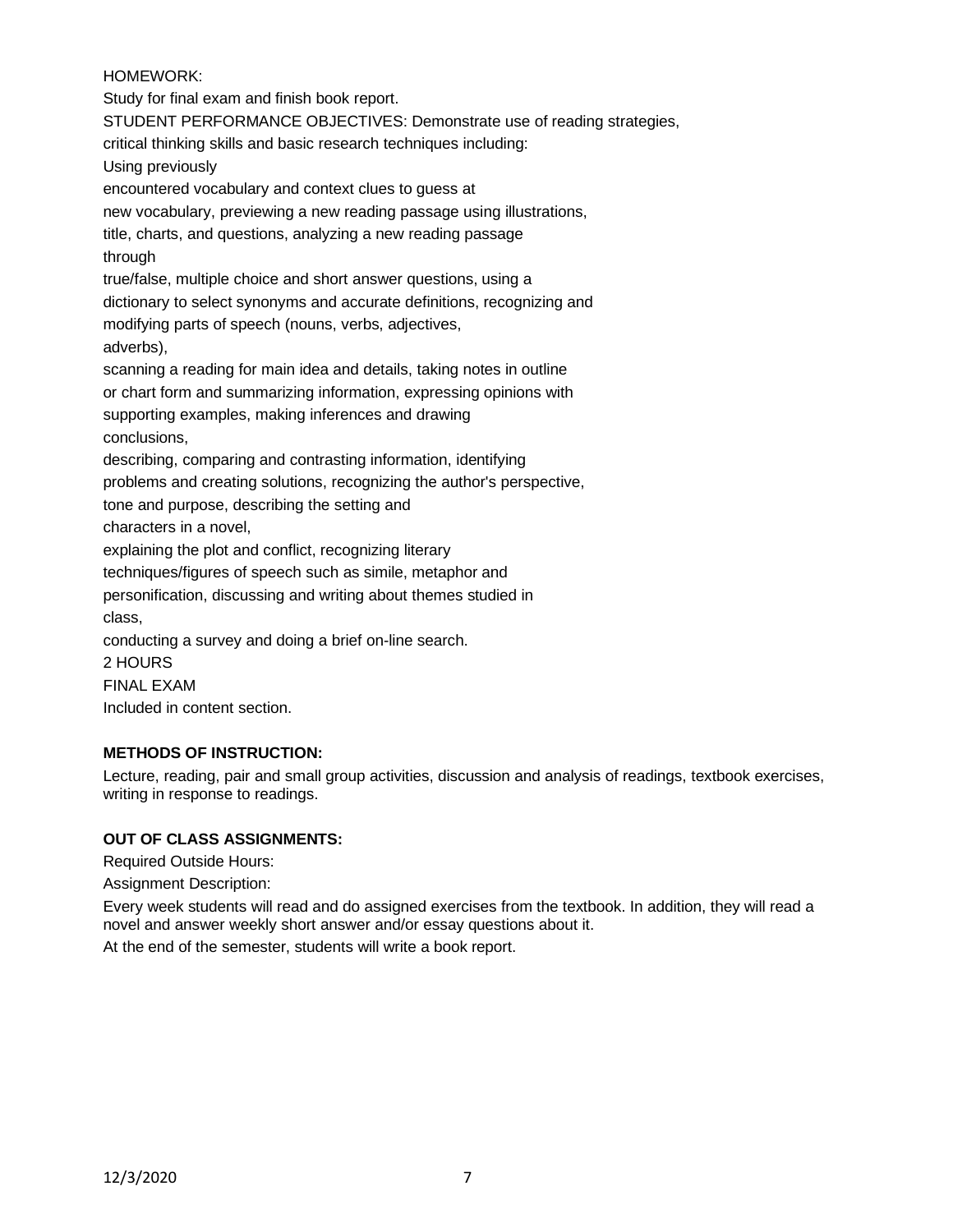HOMEWORK:

Study for final exam and finish book report.

STUDENT PERFORMANCE OBJECTIVES: Demonstrate use of reading strategies, critical thinking skills and basic research techniques including: Using previously encountered vocabulary and context clues to guess at new vocabulary, previewing a new reading passage using illustrations, title, charts, and questions, analyzing a new reading passage through true/false, multiple choice and short answer questions, using a dictionary to select synonyms and accurate definitions, recognizing and modifying parts of speech (nouns, verbs, adjectives, adverbs), scanning a reading for main idea and details, taking notes in outline or chart form and summarizing information, expressing opinions with supporting examples, making inferences and drawing conclusions, describing, comparing and contrasting information, identifying problems and creating solutions, recognizing the author's perspective, tone and purpose, describing the setting and characters in a novel, explaining the plot and conflict, recognizing literary techniques/figures of speech such as simile, metaphor and personification, discussing and writing about themes studied in class, conducting a survey and doing a brief on-line search.

2 HOURS

FINAL EXAM

Included in content section.

**METHODS OF INSTRUCTION:**

Lecture, reading, pair and small group activities, discussion and analysis of readings, textbook exercises, writing in response to readings.

**OUT OF CLASS ASSIGNMENTS:**

Required Outside Hours:

Assignment Description:

Every week students will read and do assigned exercises from the textbook. In addition, they will read a novel and answer weekly short answer and/or essay questions about it.

At the end of the semester, students will write a book report.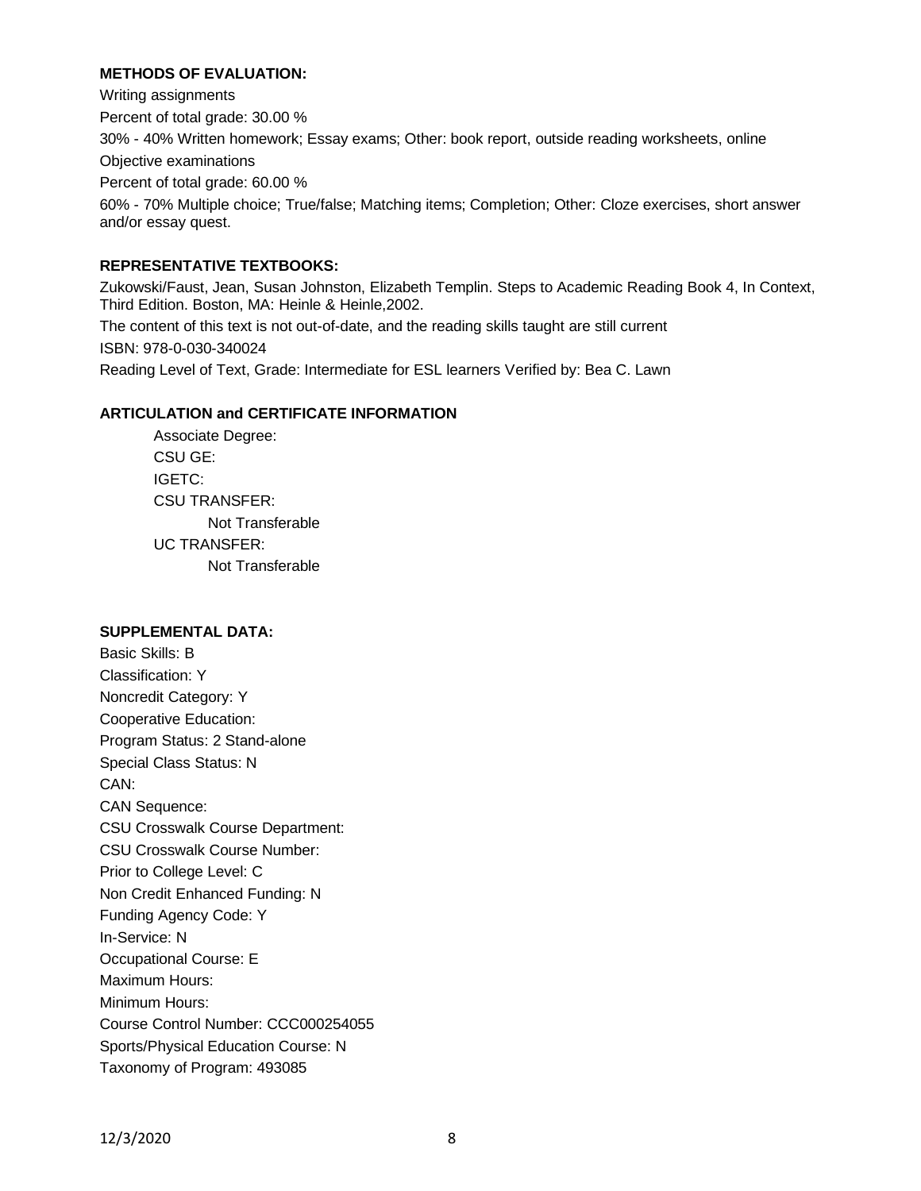**METHODS OF EVALUATION:**

Writing assignments

Percent of total grade: 30.00 %

30% - 40% Written homework; Essay exams; Other: book report, outside reading worksheets, online

Objective examinations

Percent of total grade: 60.00 %

60% - 70% Multiple choice; True/false; Matching items; Completion; Other: Cloze exercises, short answer and/or essay quest.

**REPRESENTATIVE TEXTBOOKS:**

Zukowski/Faust, Jean, Susan Johnston, Elizabeth Templin. Steps to Academic Reading Book 4, In Context, Third Edition. Boston, MA: Heinle & Heinle,2002.

The content of this text is not out-of-date, and the reading skills taught are still current

ISBN: 978-0-030-340024

Reading Level of Text, Grade: Intermediate for ESL learners Verified by: Bea C. Lawn

**ARTICULATION and CERTIFICATE INFORMATION**

Associate Degree:
CSU GE:
IGETC:
CSU TRANSFER:
Not Transferable
UC TRANSFER:
Not Transferable

**SUPPLEMENTAL DATA:**

Basic Skills: B
Classification: Y
Noncredit Category: Y
Cooperative Education:
Program Status: 2 Stand-alone
Special Class Status: N
CAN:
CAN Sequence:
CSU Crosswalk Course Department:
CSU Crosswalk Course Number:
Prior to College Level: C
Non Credit Enhanced Funding: N
Funding Agency Code: Y
In-Service: N
Occupational Course: E
Maximum Hours:
Minimum Hours:
Course Control Number: CCC000254055
Sports/Physical Education Course: N
Taxonomy of Program: 493085